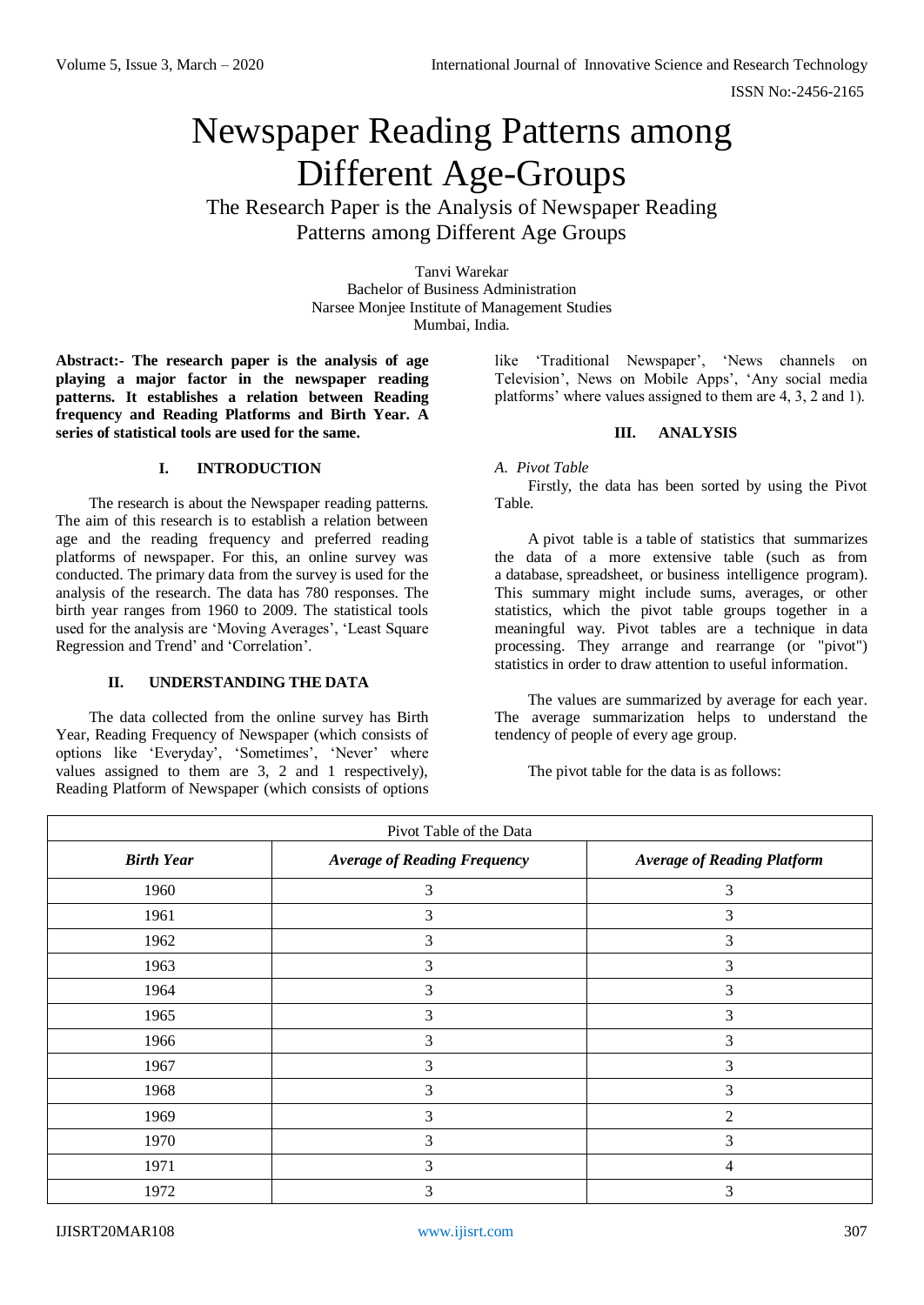# Newspaper Reading Patterns among Different Age-Groups

## The Research Paper is the Analysis of Newspaper Reading Patterns among Different Age Groups

Tanvi Warekar
Bachelor of Business Administration
Narsee Monjee Institute of Management Studies
Mumbai, India.

**Abstract:- The research paper is the analysis of age playing a major factor in the newspaper reading patterns. It establishes a relation between Reading frequency and Reading Platforms and Birth Year. A series of statistical tools are used for the same.**

## I. INTRODUCTION

The research is about the Newspaper reading patterns. The aim of this research is to establish a relation between age and the reading frequency and preferred reading platforms of newspaper. For this, an online survey was conducted. The primary data from the survey is used for the analysis of the research. The data has 780 responses. The birth year ranges from 1960 to 2009. The statistical tools used for the analysis are 'Moving Averages', 'Least Square Regression and Trend' and 'Correlation'.

## II. UNDERSTANDING THE DATA

The data collected from the online survey has Birth Year, Reading Frequency of Newspaper (which consists of options like 'Everyday', 'Sometimes', 'Never' where values assigned to them are 3, 2 and 1 respectively), Reading Platform of Newspaper (which consists of options like 'Traditional Newspaper', 'News channels on Television', News on Mobile Apps', 'Any social media platforms' where values assigned to them are 4, 3, 2 and 1).

## III. ANALYSIS

### *A. Pivot Table*

Firstly, the data has been sorted by using the Pivot Table.

A pivot table is a table of statistics that summarizes the data of a more extensive table (such as from a database, spreadsheet, or business intelligence program). This summary might include sums, averages, or other statistics, which the pivot table groups together in a meaningful way. Pivot tables are a technique in data processing. They arrange and rearrange (or "pivot") statistics in order to draw attention to useful information.

The values are summarized by average for each year. The average summarization helps to understand the tendency of people of every age group.

The pivot table for the data is as follows:

| Pivot Table of the Data | | |
|---|---|---|
| ***Birth Year*** | ***Average of Reading Frequency*** | ***Average of Reading Platform*** |
| 1960 | 3 | 3 |
| 1961 | 3 | 3 |
| 1962 | 3 | 3 |
| 1963 | 3 | 3 |
| 1964 | 3 | 3 |
| 1965 | 3 | 3 |
| 1966 | 3 | 3 |
| 1967 | 3 | 3 |
| 1968 | 3 | 3 |
| 1969 | 3 | 2 |
| 1970 | 3 | 3 |
| 1971 | 3 | 4 |
| 1972 | 3 | 3 |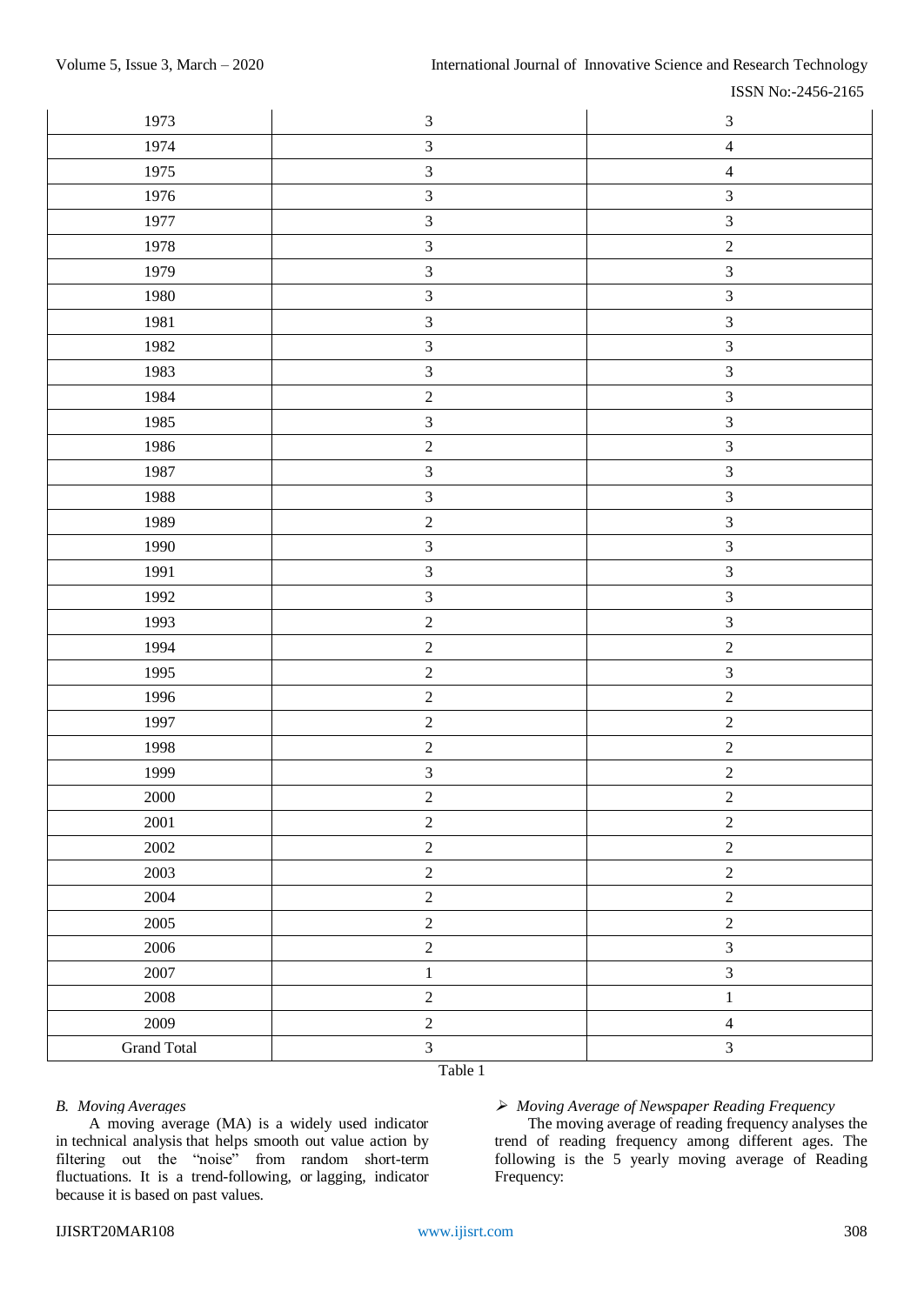| | | |
|---|---|---|
| 1973 | 3 | 3 |
| 1974 | 3 | 4 |
| 1975 | 3 | 4 |
| 1976 | 3 | 3 |
| 1977 | 3 | 3 |
| 1978 | 3 | 2 |
| 1979 | 3 | 3 |
| 1980 | 3 | 3 |
| 1981 | 3 | 3 |
| 1982 | 3 | 3 |
| 1983 | 3 | 3 |
| 1984 | 2 | 3 |
| 1985 | 3 | 3 |
| 1986 | 2 | 3 |
| 1987 | 3 | 3 |
| 1988 | 3 | 3 |
| 1989 | 2 | 3 |
| 1990 | 3 | 3 |
| 1991 | 3 | 3 |
| 1992 | 3 | 3 |
| 1993 | 2 | 3 |
| 1994 | 2 | 2 |
| 1995 | 2 | 3 |
| 1996 | 2 | 2 |
| 1997 | 2 | 2 |
| 1998 | 2 | 2 |
| 1999 | 3 | 2 |
| 2000 | 2 | 2 |
| 2001 | 2 | 2 |
| 2002 | 2 | 2 |
| 2003 | 2 | 2 |
| 2004 | 2 | 2 |
| 2005 | 2 | 2 |
| 2006 | 2 | 3 |
| 2007 | 1 | 3 |
| 2008 | 2 | 1 |
| 2009 | 2 | 4 |
| Grand Total | 3 | 3 |

Table 1

### *B. Moving Averages*

A moving average (MA) is a widely used indicator in technical analysis that helps smooth out value action by filtering out the "noise" from random short-term fluctuations. It is a trend-following, or lagging, indicator because it is based on past values.

- *Moving Average of Newspaper Reading Frequency*

The moving average of reading frequency analyses the trend of reading frequency among different ages. The following is the 5 yearly moving average of Reading Frequency: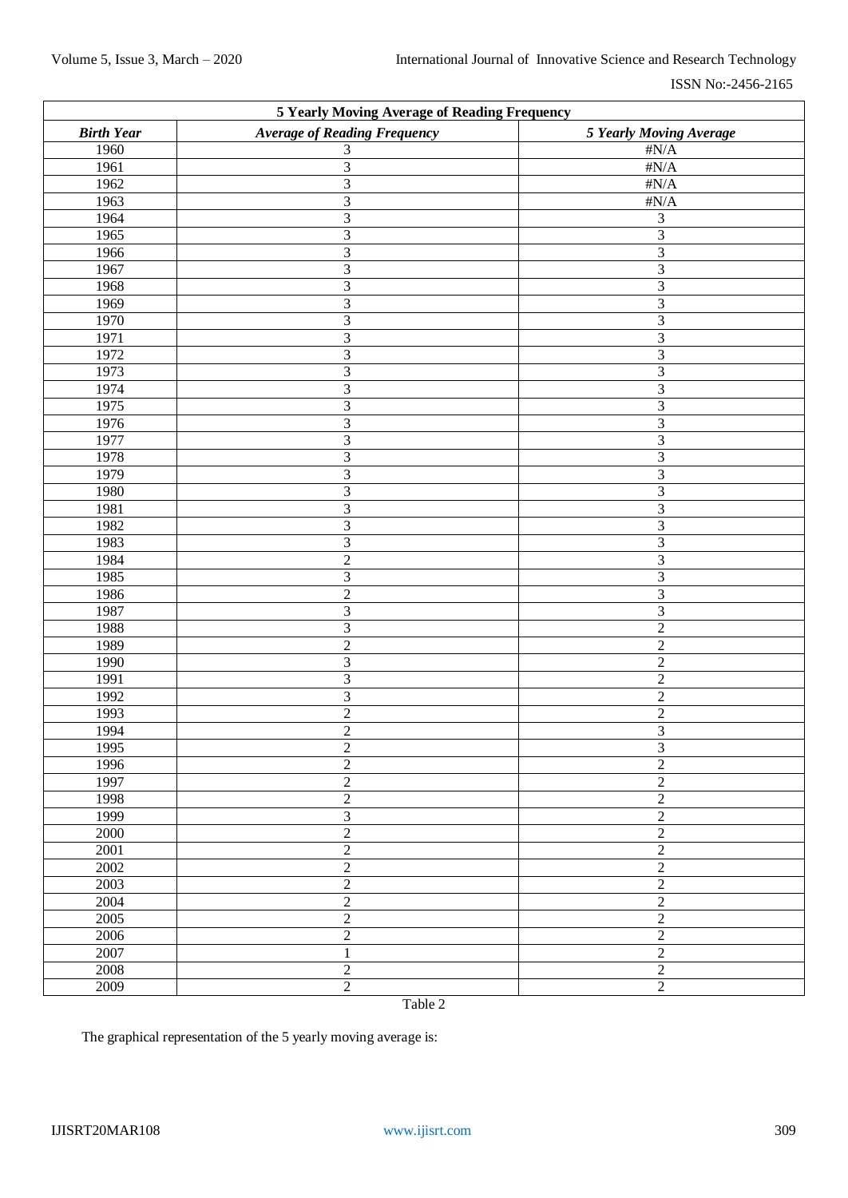| 5 Yearly Moving Average of Reading Frequency | | |
|---|---|---|
| ***Birth Year*** | ***Average of Reading Frequency*** | ***5 Yearly Moving Average*** |
| 1960 | 3 | #N/A |
| 1961 | 3 | #N/A |
| 1962 | 3 | #N/A |
| 1963 | 3 | #N/A |
| 1964 | 3 | 3 |
| 1965 | 3 | 3 |
| 1966 | 3 | 3 |
| 1967 | 3 | 3 |
| 1968 | 3 | 3 |
| 1969 | 3 | 3 |
| 1970 | 3 | 3 |
| 1971 | 3 | 3 |
| 1972 | 3 | 3 |
| 1973 | 3 | 3 |
| 1974 | 3 | 3 |
| 1975 | 3 | 3 |
| 1976 | 3 | 3 |
| 1977 | 3 | 3 |
| 1978 | 3 | 3 |
| 1979 | 3 | 3 |
| 1980 | 3 | 3 |
| 1981 | 3 | 3 |
| 1982 | 3 | 3 |
| 1983 | 3 | 3 |
| 1984 | 2 | 3 |
| 1985 | 3 | 3 |
| 1986 | 2 | 3 |
| 1987 | 3 | 3 |
| 1988 | 3 | 2 |
| 1989 | 2 | 2 |
| 1990 | 3 | 2 |
| 1991 | 3 | 2 |
| 1992 | 3 | 2 |
| 1993 | 2 | 2 |
| 1994 | 2 | 3 |
| 1995 | 2 | 3 |
| 1996 | 2 | 2 |
| 1997 | 2 | 2 |
| 1998 | 2 | 2 |
| 1999 | 3 | 2 |
| 2000 | 2 | 2 |
| 2001 | 2 | 2 |
| 2002 | 2 | 2 |
| 2003 | 2 | 2 |
| 2004 | 2 | 2 |
| 2005 | 2 | 2 |
| 2006 | 2 | 2 |
| 2007 | 1 | 2 |
| 2008 | 2 | 2 |
| 2009 | 2 | 2 |

Table 2

The graphical representation of the 5 yearly moving average is: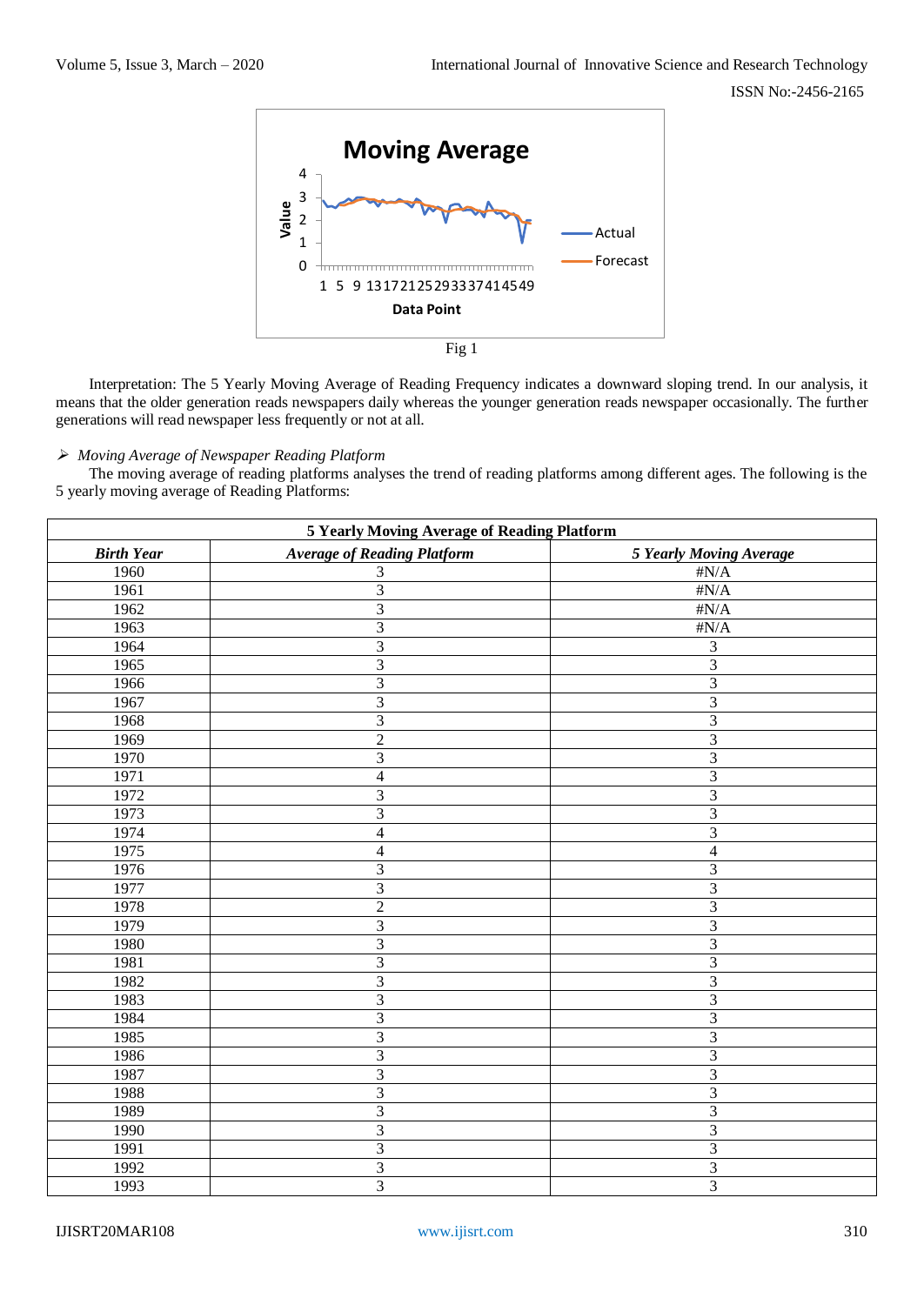Fig 1

Interpretation: The 5 Yearly Moving Average of Reading Frequency indicates a downward sloping trend. In our analysis, it means that the older generation reads newspapers daily whereas the younger generation reads newspaper occasionally. The further generations will read newspaper less frequently or not at all.

- *Moving Average of Newspaper Reading Platform*

The moving average of reading platforms analyses the trend of reading platforms among different ages. The following is the 5 yearly moving average of Reading Platforms:

| 5 Yearly Moving Average of Reading Platform | | |
|---|---|---|
| ***Birth Year*** | ***Average of Reading Platform*** | ***5 Yearly Moving Average*** |
| 1960 | 3 | #N/A |
| 1961 | 3 | #N/A |
| 1962 | 3 | #N/A |
| 1963 | 3 | #N/A |
| 1964 | 3 | 3 |
| 1965 | 3 | 3 |
| 1966 | 3 | 3 |
| 1967 | 3 | 3 |
| 1968 | 3 | 3 |
| 1969 | 2 | 3 |
| 1970 | 3 | 3 |
| 1971 | 4 | 3 |
| 1972 | 3 | 3 |
| 1973 | 3 | 3 |
| 1974 | 4 | 3 |
| 1975 | 4 | 4 |
| 1976 | 3 | 3 |
| 1977 | 3 | 3 |
| 1978 | 2 | 3 |
| 1979 | 3 | 3 |
| 1980 | 3 | 3 |
| 1981 | 3 | 3 |
| 1982 | 3 | 3 |
| 1983 | 3 | 3 |
| 1984 | 3 | 3 |
| 1985 | 3 | 3 |
| 1986 | 3 | 3 |
| 1987 | 3 | 3 |
| 1988 | 3 | 3 |
| 1989 | 3 | 3 |
| 1990 | 3 | 3 |
| 1991 | 3 | 3 |
| 1992 | 3 | 3 |
| 1993 | 3 | 3 |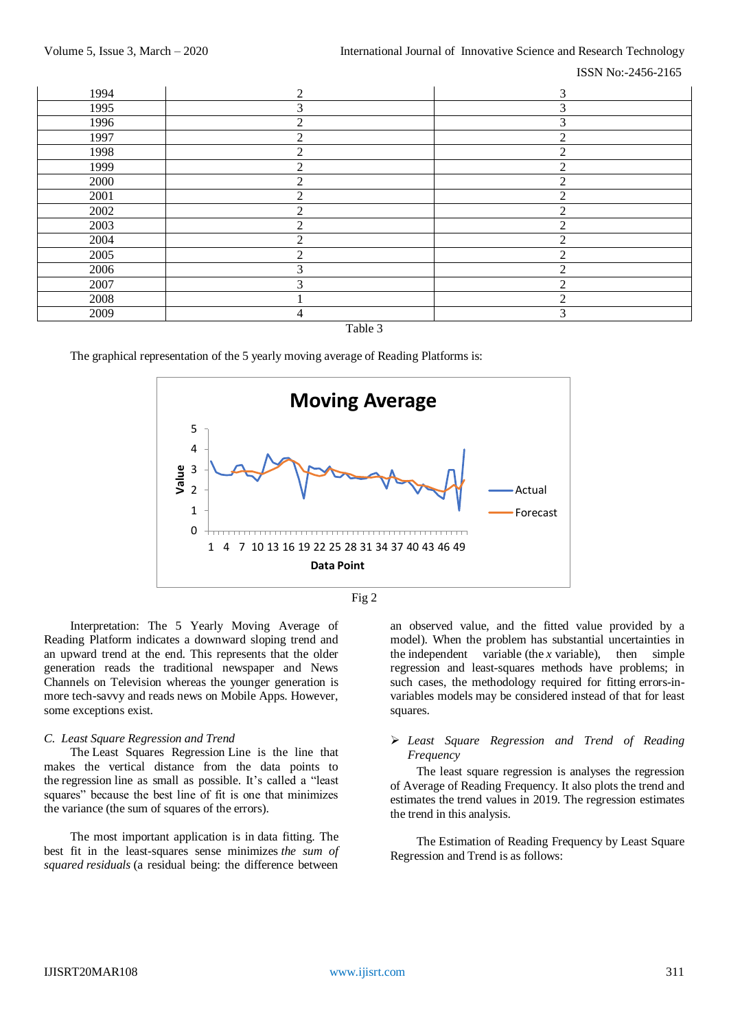| 1994 | 2 | 3 |
|---|---|---|
| 1995 | 3 | 3 |
| 1996 | 2 | 3 |
| 1997 | 2 | 2 |
| 1998 | 2 | 2 |
| 1999 | 2 | 2 |
| 2000 | 2 | 2 |
| 2001 | 2 | 2 |
| 2002 | 2 | 2 |
| 2003 | 2 | 2 |
| 2004 | 2 | 2 |
| 2005 | 2 | 2 |
| 2006 | 3 | 2 |
| 2007 | 3 | 2 |
| 2008 | 1 | 2 |
| 2009 | 4 | 3 |

Table 3

The graphical representation of the 5 yearly moving average of Reading Platforms is:

Fig 2

Interpretation: The 5 Yearly Moving Average of Reading Platform indicates a downward sloping trend and an upward trend at the end. This represents that the older generation reads the traditional newspaper and News Channels on Television whereas the younger generation is more tech-savvy and reads news on Mobile Apps. However, some exceptions exist.

*C. Least Square Regression and Trend*

The Least Squares Regression Line is the line that makes the vertical distance from the data points to the regression line as small as possible. It's called a "least squares" because the best line of fit is one that minimizes the variance (the sum of squares of the errors).

The most important application is in data fitting. The best fit in the least-squares sense minimizes *the sum of squared residuals* (a residual being: the difference between an observed value, and the fitted value provided by a model). When the problem has substantial uncertainties in the independent variable (the *x* variable), then simple regression and least-squares methods have problems; in such cases, the methodology required for fitting errors-in-variables models may be considered instead of that for least squares.

➢ *Least Square Regression and Trend of Reading Frequency*

The least square regression is analyses the regression of Average of Reading Frequency. It also plots the trend and estimates the trend values in 2019. The regression estimates the trend in this analysis.

The Estimation of Reading Frequency by Least Square Regression and Trend is as follows: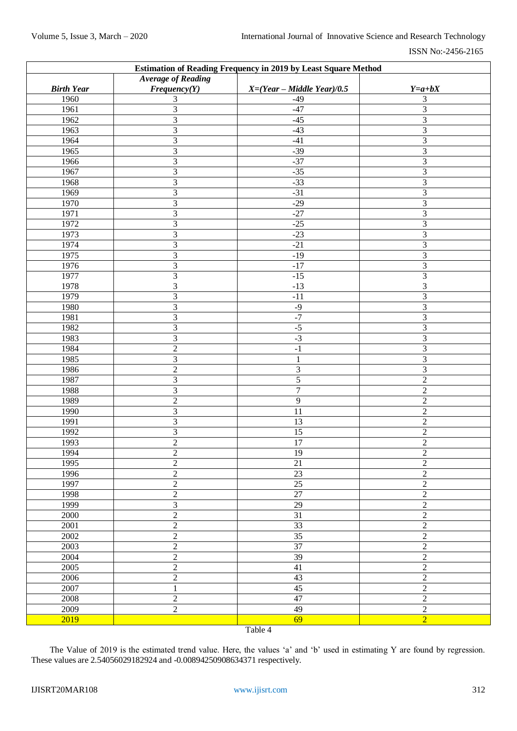| **Estimation of Reading Frequency in 2019 by Least Square Method** | | | |
|---|---|---|---|
| ***Birth Year*** | ***Average of Reading Frequency(Y)*** | ***X=(Year – Middle Year)/0.5*** | ***Y=a+bX*** |
| 1960 | 3 | -49 | 3 |
| 1961 | 3 | -47 | 3 |
| 1962 | 3 | -45 | 3 |
| 1963 | 3 | -43 | 3 |
| 1964 | 3 | -41 | 3 |
| 1965 | 3 | -39 | 3 |
| 1966 | 3 | -37 | 3 |
| 1967 | 3 | -35 | 3 |
| 1968 | 3 | -33 | 3 |
| 1969 | 3 | -31 | 3 |
| 1970 | 3 | -29 | 3 |
| 1971 | 3 | -27 | 3 |
| 1972 | 3 | -25 | 3 |
| 1973 | 3 | -23 | 3 |
| 1974 | 3 | -21 | 3 |
| 1975 | 3 | -19 | 3 |
| 1976 | 3 | -17 | 3 |
| 1977 | 3 | -15 | 3 |
| 1978 | 3 | -13 | 3 |
| 1979 | 3 | -11 | 3 |
| 1980 | 3 | -9 | 3 |
| 1981 | 3 | -7 | 3 |
| 1982 | 3 | -5 | 3 |
| 1983 | 3 | -3 | 3 |
| 1984 | 2 | -1 | 3 |
| 1985 | 3 | 1 | 3 |
| 1986 | 2 | 3 | 3 |
| 1987 | 3 | 5 | 2 |
| 1988 | 3 | 7 | 2 |
| 1989 | 2 | 9 | 2 |
| 1990 | 3 | 11 | 2 |
| 1991 | 3 | 13 | 2 |
| 1992 | 3 | 15 | 2 |
| 1993 | 2 | 17 | 2 |
| 1994 | 2 | 19 | 2 |
| 1995 | 2 | 21 | 2 |
| 1996 | 2 | 23 | 2 |
| 1997 | 2 | 25 | 2 |
| 1998 | 2 | 27 | 2 |
| 1999 | 3 | 29 | 2 |
| 2000 | 2 | 31 | 2 |
| 2001 | 2 | 33 | 2 |
| 2002 | 2 | 35 | 2 |
| 2003 | 2 | 37 | 2 |
| 2004 | 2 | 39 | 2 |
| 2005 | 2 | 41 | 2 |
| 2006 | 2 | 43 | 2 |
| 2007 | 1 | 45 | 2 |
| 2008 | 2 | 47 | 2 |
| 2009 | 2 | 49 | 2 |
| 2019 | | 69 | 2 |

Table 4

The Value of 2019 is the estimated trend value. Here, the values 'a' and 'b' used in estimating Y are found by regression. These values are 2.54056029182924 and -0.00894250908634371 respectively.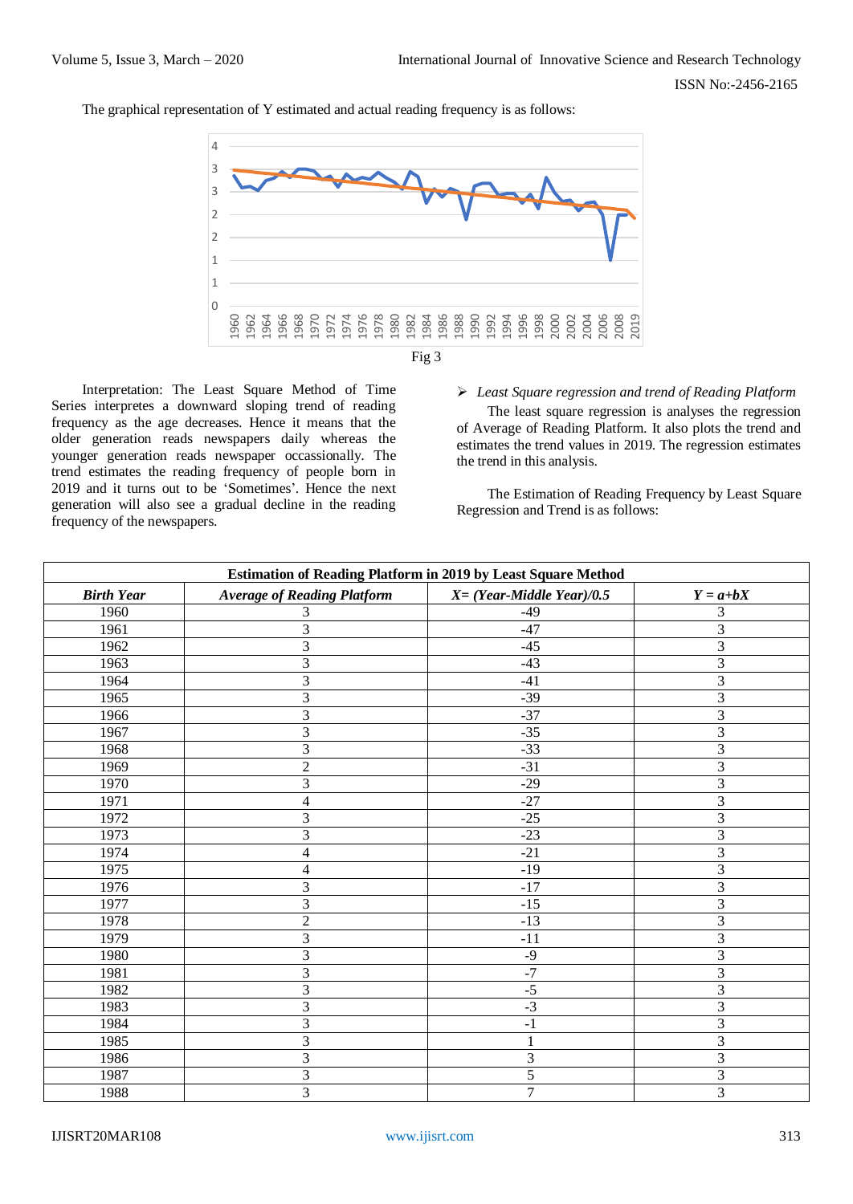The graphical representation of Y estimated and actual reading frequency is as follows:

Fig 3

Interpretation: The Least Square Method of Time Series interpretes a downward sloping trend of reading frequency as the age decreases. Hence it means that the older generation reads newspapers daily whereas the younger generation reads newspaper occassionally. The trend estimates the reading frequency of people born in 2019 and it turns out to be 'Sometimes'. Hence the next generation will also see a gradual decline in the reading frequency of the newspapers.

- *Least Square regression and trend of Reading Platform*

The least square regression is analyses the regression of Average of Reading Platform. It also plots the trend and estimates the trend values in 2019. The regression estimates the trend in this analysis.

The Estimation of Reading Frequency by Least Square Regression and Trend is as follows:

| **Estimation of Reading Platform in 2019 by Least Square Method** | | | |
|---|---|---|---|
| ***Birth Year*** | ***Average of Reading Platform*** | ***X= (Year-Middle Year)/0.5*** | ***Y = a+bX*** |
| 1960 | 3 | -49 | 3 |
| 1961 | 3 | -47 | 3 |
| 1962 | 3 | -45 | 3 |
| 1963 | 3 | -43 | 3 |
| 1964 | 3 | -41 | 3 |
| 1965 | 3 | -39 | 3 |
| 1966 | 3 | -37 | 3 |
| 1967 | 3 | -35 | 3 |
| 1968 | 3 | -33 | 3 |
| 1969 | 2 | -31 | 3 |
| 1970 | 3 | -29 | 3 |
| 1971 | 4 | -27 | 3 |
| 1972 | 3 | -25 | 3 |
| 1973 | 3 | -23 | 3 |
| 1974 | 4 | -21 | 3 |
| 1975 | 4 | -19 | 3 |
| 1976 | 3 | -17 | 3 |
| 1977 | 3 | -15 | 3 |
| 1978 | 2 | -13 | 3 |
| 1979 | 3 | -11 | 3 |
| 1980 | 3 | -9 | 3 |
| 1981 | 3 | -7 | 3 |
| 1982 | 3 | -5 | 3 |
| 1983 | 3 | -3 | 3 |
| 1984 | 3 | -1 | 3 |
| 1985 | 3 | 1 | 3 |
| 1986 | 3 | 3 | 3 |
| 1987 | 3 | 5 | 3 |
| 1988 | 3 | 7 | 3 |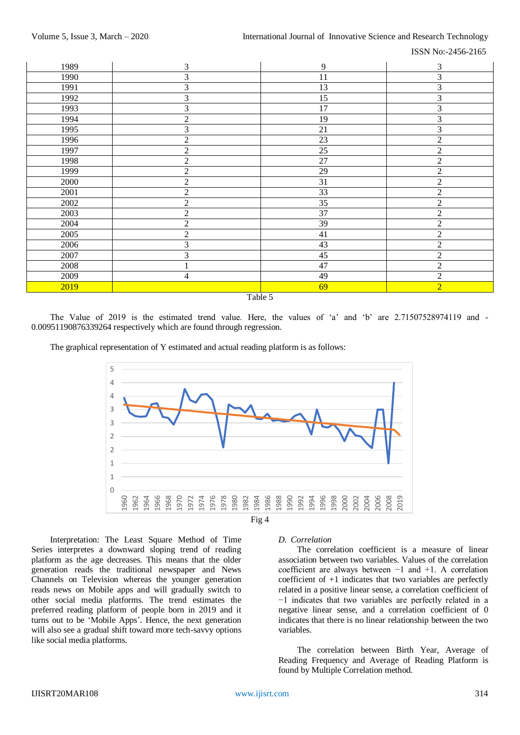| 1989 | 3 | 9 | 3 |
|---|---|---|---|
| 1990 | 3 | 11 | 3 |
| 1991 | 3 | 13 | 3 |
| 1992 | 3 | 15 | 3 |
| 1993 | 3 | 17 | 3 |
| 1994 | 2 | 19 | 3 |
| 1995 | 3 | 21 | 3 |
| 1996 | 2 | 23 | 2 |
| 1997 | 2 | 25 | 2 |
| 1998 | 2 | 27 | 2 |
| 1999 | 2 | 29 | 2 |
| 2000 | 2 | 31 | 2 |
| 2001 | 2 | 33 | 2 |
| 2002 | 2 | 35 | 2 |
| 2003 | 2 | 37 | 2 |
| 2004 | 2 | 39 | 2 |
| 2005 | 2 | 41 | 2 |
| 2006 | 3 | 43 | 2 |
| 2007 | 3 | 45 | 2 |
| 2008 | 1 | 47 | 2 |
| 2009 | 4 | 49 | 2 |
| 2019 | | 69 | 2 |

Table 5

The Value of 2019 is the estimated trend value. Here, the values of 'a' and 'b' are 2.71507528974119 and -0.00951190876339264 respectively which are found through regression.

The graphical representation of Y estimated and actual reading platform is as follows:

Fig 4

Interpretation: The Least Square Method of Time Series interpretes a downward sloping trend of reading platform as the age decreases. This means that the older generation reads the traditional newspaper and News Channels on Television whereas the younger generation reads news on Mobile apps and will gradually switch to other social media platforms. The trend estimates the preferred reading platform of people born in 2019 and it turns out to be 'Mobile Apps'. Hence, the next generation will also see a gradual shift toward more tech-savvy options like social media platforms.

### *D. Correlation*

The correlation coefficient is a measure of linear association between two variables. Values of the correlation coefficient are always between −1 and +1. A correlation coefficient of +1 indicates that two variables are perfectly related in a positive linear sense, a correlation coefficient of −1 indicates that two variables are perfectly related in a negative linear sense, and a correlation coefficient of 0 indicates that there is no linear relationship between the two variables.

The correlation between Birth Year, Average of Reading Frequency and Average of Reading Platform is found by Multiple Correlation method.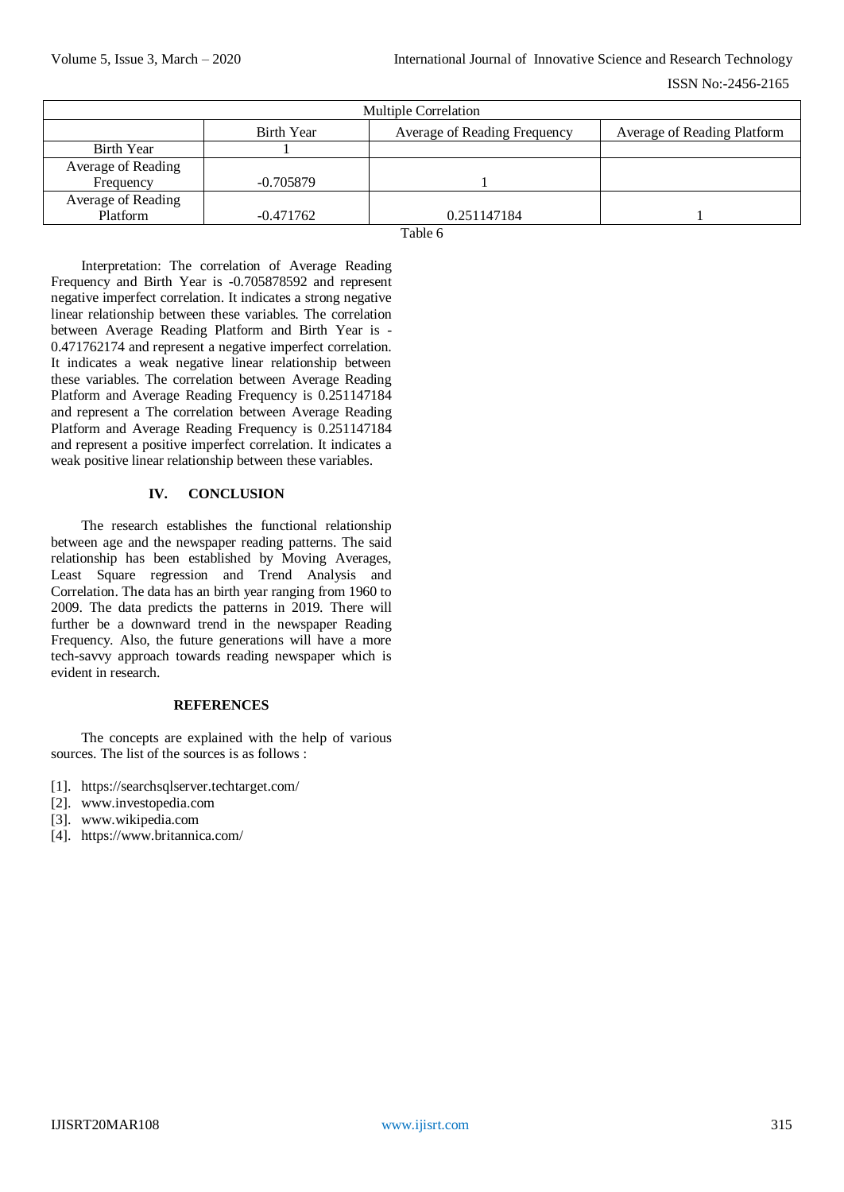| Multiple Correlation | | | |
|---|---|---|---|
| | Birth Year | Average of Reading Frequency | Average of Reading Platform |
| Birth Year | 1 | | |
| Average of Reading Frequency | -0.705879 | 1 | |
| Average of Reading Platform | -0.471762 | 0.251147184 | 1 |

Table 6

Interpretation: The correlation of Average Reading Frequency and Birth Year is -0.705878592 and represent negative imperfect correlation. It indicates a strong negative linear relationship between these variables. The correlation between Average Reading Platform and Birth Year is -0.471762174 and represent a negative imperfect correlation. It indicates a weak negative linear relationship between these variables. The correlation between Average Reading Platform and Average Reading Frequency is 0.251147184 and represent a The correlation between Average Reading Platform and Average Reading Frequency is 0.251147184 and represent a positive imperfect correlation. It indicates a weak positive linear relationship between these variables.

## IV. CONCLUSION

The research establishes the functional relationship between age and the newspaper reading patterns. The said relationship has been established by Moving Averages, Least Square regression and Trend Analysis and Correlation. The data has an birth year ranging from 1960 to 2009. The data predicts the patterns in 2019. There will further be a downward trend in the newspaper Reading Frequency. Also, the future generations will have a more tech-savvy approach towards reading newspaper which is evident in research.

## REFERENCES

The concepts are explained with the help of various sources. The list of the sources is as follows :

- [1]. https://searchsqlserver.techtarget.com/
- [2]. www.investopedia.com
- [3]. www.wikipedia.com
- [4]. https://www.britannica.com/